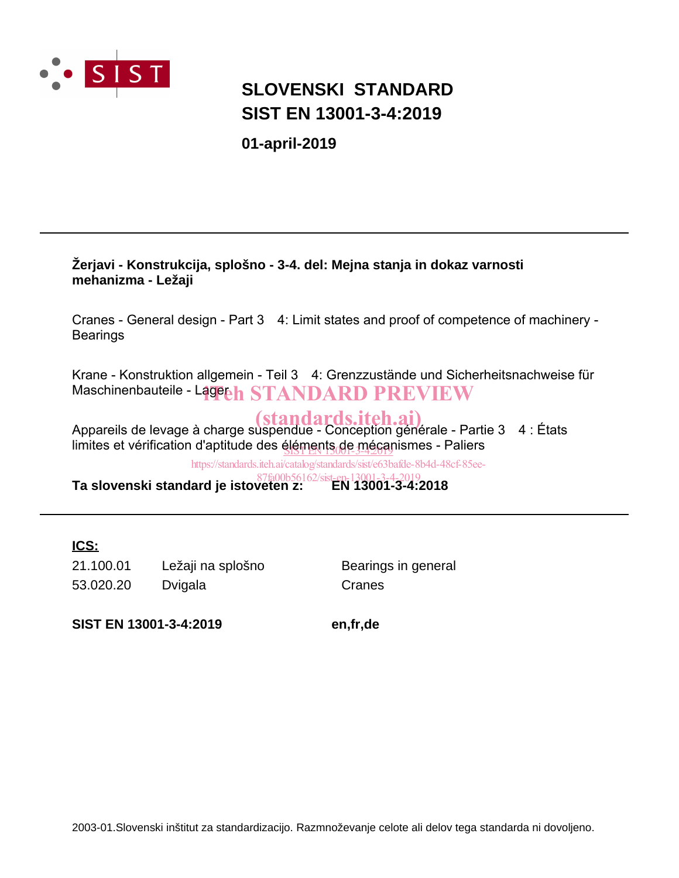# SLOVENSKI STANDARD
# SIST EN 13001-3-4:2019

**01-april-2019**

---

**Žerjavi - Konstrukcija, splošno - 3-4. del: Mejna stanja in dokaz varnosti mehanizma - Ležaji**

Cranes - General design - Part 3 4: Limit states and proof of competence of machinery - Bearings

Krane - Konstruktion allgemein - Teil 3 4: Grenzzustände und Sicherheitsnachweise für Maschinenbauteile - Lager

Appareils de levage à charge suspendue - Conception générale - Partie 3 4 : États limites et vérification d'aptitude des éléments de mécanismes - Paliers

**Ta slovenski standard je istoveten z: EN 13001-3-4:2018**

---

**ICS:**

| | | |
|---|---|---|
| 21.100.01 | Ležaji na splošno | Bearings in general |
| 53.020.20 | Dvigala | Cranes |

**SIST EN 13001-3-4:2019** **en,fr,de**

2003-01.Slovenski inštitut za standardizacijo. Razmnoževanje celote ali delov tega standarda ni dovoljeno.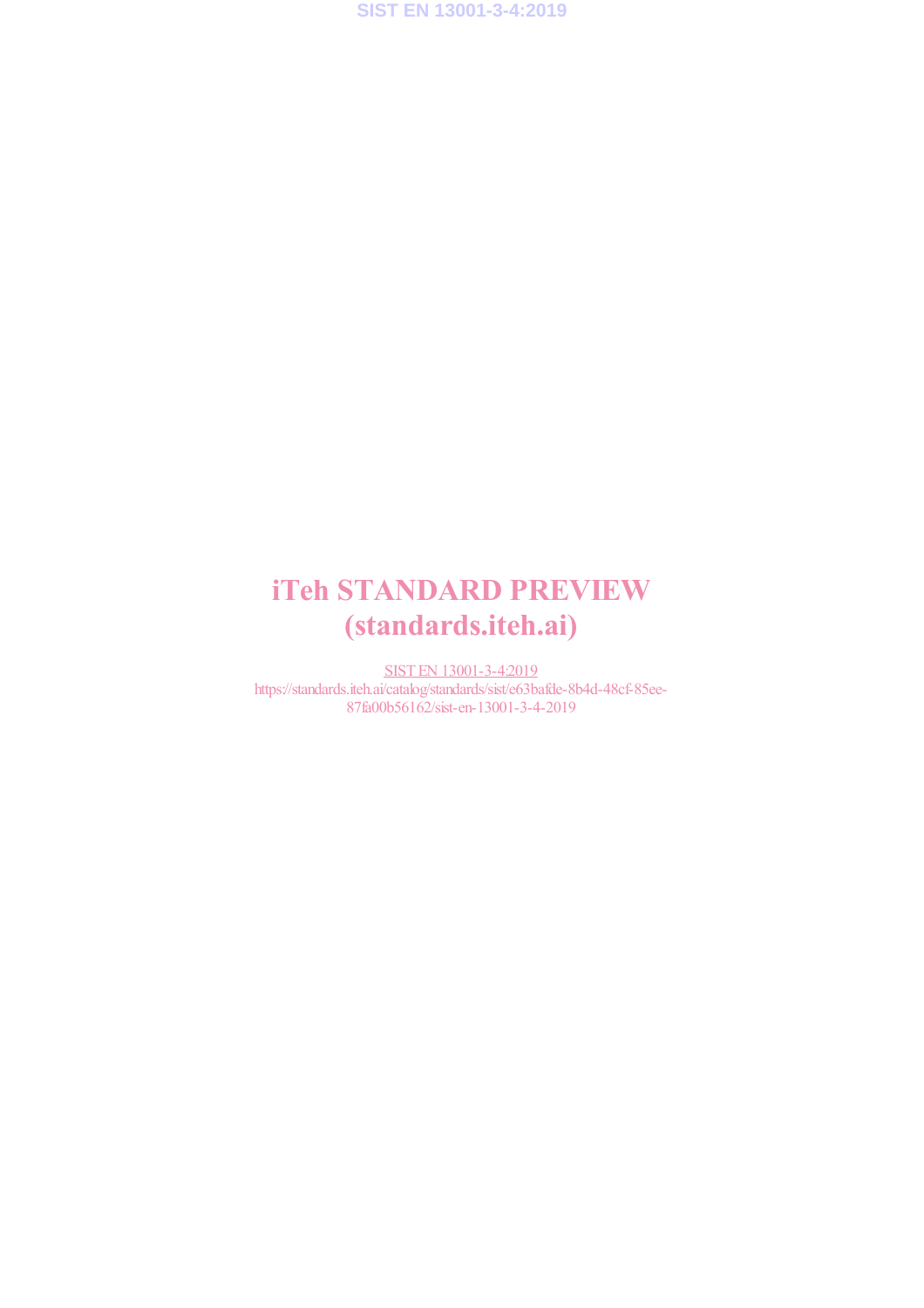iTeh STANDARD PREVIEW
(standards.iteh.ai)

SIST EN 13001-3-4:2019
https://standards.iteh.ai/catalog/standards/sist/e63bafde-8b4d-48cf-85ee-87fa00b56162/sist-en-13001-3-4-2019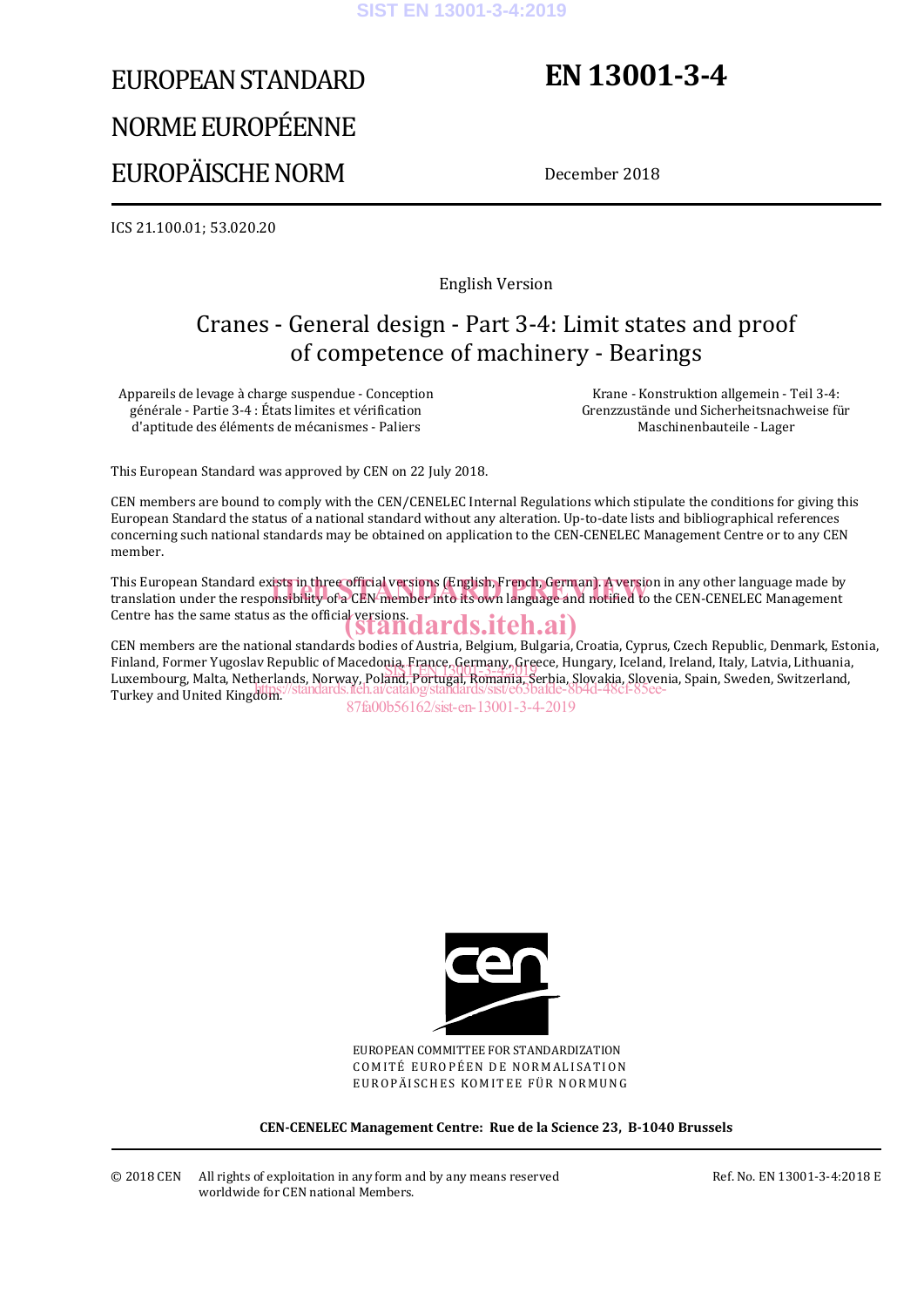# EUROPEAN STANDARD
# NORME EUROPÉENNE
# EUROPÄISCHE NORM

# EN 13001-3-4

December 2018

ICS 21.100.01; 53.020.20

English Version

## Cranes - General design - Part 3-4: Limit states and proof of competence of machinery - Bearings

Appareils de levage à charge suspendue - Conception générale - Partie 3-4 : États limites et vérification d'aptitude des éléments de mécanismes - Paliers

Krane - Konstruktion allgemein - Teil 3-4: Grenzzustände und Sicherheitsnachweise für Maschinenbauteile - Lager

This European Standard was approved by CEN on 22 July 2018.

CEN members are bound to comply with the CEN/CENELEC Internal Regulations which stipulate the conditions for giving this European Standard the status of a national standard without any alteration. Up-to-date lists and bibliographical references concerning such national standards may be obtained on application to the CEN-CENELEC Management Centre or to any CEN member.

This European Standard exists in three official versions (English, French, German). A version in any other language made by translation under the responsibility of a CEN member into its own language and notified to the CEN-CENELEC Management Centre has the same status as the official versions.

CEN members are the national standards bodies of Austria, Belgium, Bulgaria, Croatia, Cyprus, Czech Republic, Denmark, Estonia, Finland, Former Yugoslav Republic of Macedonia, France, Germany, Greece, Hungary, Iceland, Ireland, Italy, Latvia, Lithuania, Luxembourg, Malta, Netherlands, Norway, Poland, Portugal, Romania, Serbia, Slovakia, Slovenia, Spain, Sweden, Switzerland, Turkey and United Kingdom.

EUROPEAN COMMITTEE FOR STANDARDIZATION
COMITÉ EUROPÉEN DE NORMALISATION
EUROPÄISCHES KOMITEE FÜR NORMUNG

**CEN-CENELEC Management Centre: Rue de la Science 23, B-1040 Brussels**

© 2018 CEN All rights of exploitation in any form and by any means reserved worldwide for CEN national Members.

Ref. No. EN 13001-3-4:2018 E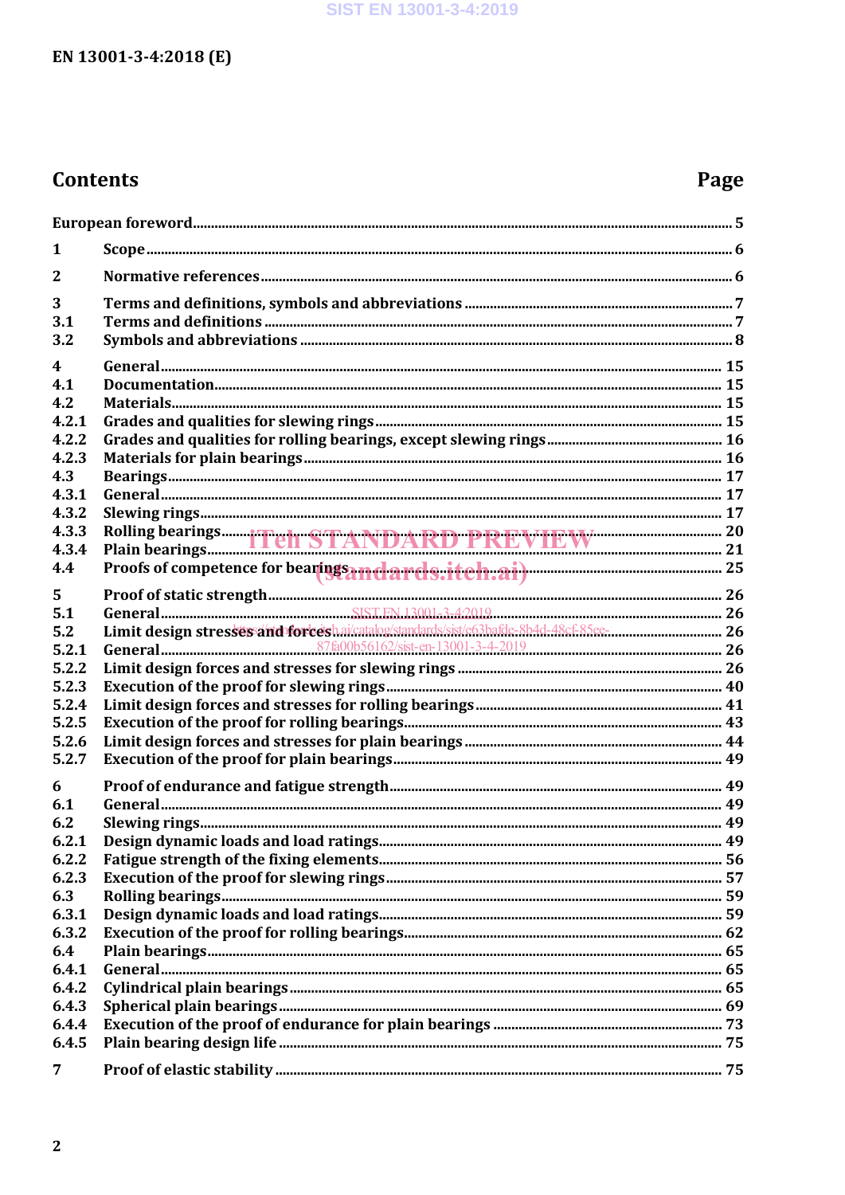## Contents

| | | Page |
|---|---|---|
| European foreword | | 5 |
| 1 | Scope | 6 |
| 2 | Normative references | 6 |
| 3 | Terms and definitions, symbols and abbreviations | 7 |
| 3.1 | Terms and definitions | 7 |
| 3.2 | Symbols and abbreviations | 8 |
| 4 | General | 15 |
| 4.1 | Documentation | 15 |
| 4.2 | Materials | 15 |
| 4.2.1 | Grades and qualities for slewing rings | 15 |
| 4.2.2 | Grades and qualities for rolling bearings, except slewing rings | 16 |
| 4.2.3 | Materials for plain bearings | 16 |
| 4.3 | Bearings | 17 |
| 4.3.1 | General | 17 |
| 4.3.2 | Slewing rings | 17 |
| 4.3.3 | Rolling bearings | 20 |
| 4.3.4 | Plain bearings | 21 |
| 4.4 | Proofs of competence for bearings | 25 |
| 5 | Proof of static strength | 26 |
| 5.1 | General | 26 |
| 5.2 | Limit design stresses and forces | 26 |
| 5.2.1 | General | 26 |
| 5.2.2 | Limit design forces and stresses for slewing rings | 26 |
| 5.2.3 | Execution of the proof for slewing rings | 40 |
| 5.2.4 | Limit design forces and stresses for rolling bearings | 41 |
| 5.2.5 | Execution of the proof for rolling bearings | 43 |
| 5.2.6 | Limit design forces and stresses for plain bearings | 44 |
| 5.2.7 | Execution of the proof for plain bearings | 49 |
| 6 | Proof of endurance and fatigue strength | 49 |
| 6.1 | General | 49 |
| 6.2 | Slewing rings | 49 |
| 6.2.1 | Design dynamic loads and load ratings | 49 |
| 6.2.2 | Fatigue strength of the fixing elements | 56 |
| 6.2.3 | Execution of the proof for slewing rings | 57 |
| 6.3 | Rolling bearings | 59 |
| 6.3.1 | Design dynamic loads and load ratings | 59 |
| 6.3.2 | Execution of the proof for rolling bearings | 62 |
| 6.4 | Plain bearings | 65 |
| 6.4.1 | General | 65 |
| 6.4.2 | Cylindrical plain bearings | 65 |
| 6.4.3 | Spherical plain bearings | 69 |
| 6.4.4 | Execution of the proof of endurance for plain bearings | 73 |
| 6.4.5 | Plain bearing design life | 75 |
| 7 | Proof of elastic stability | 75 |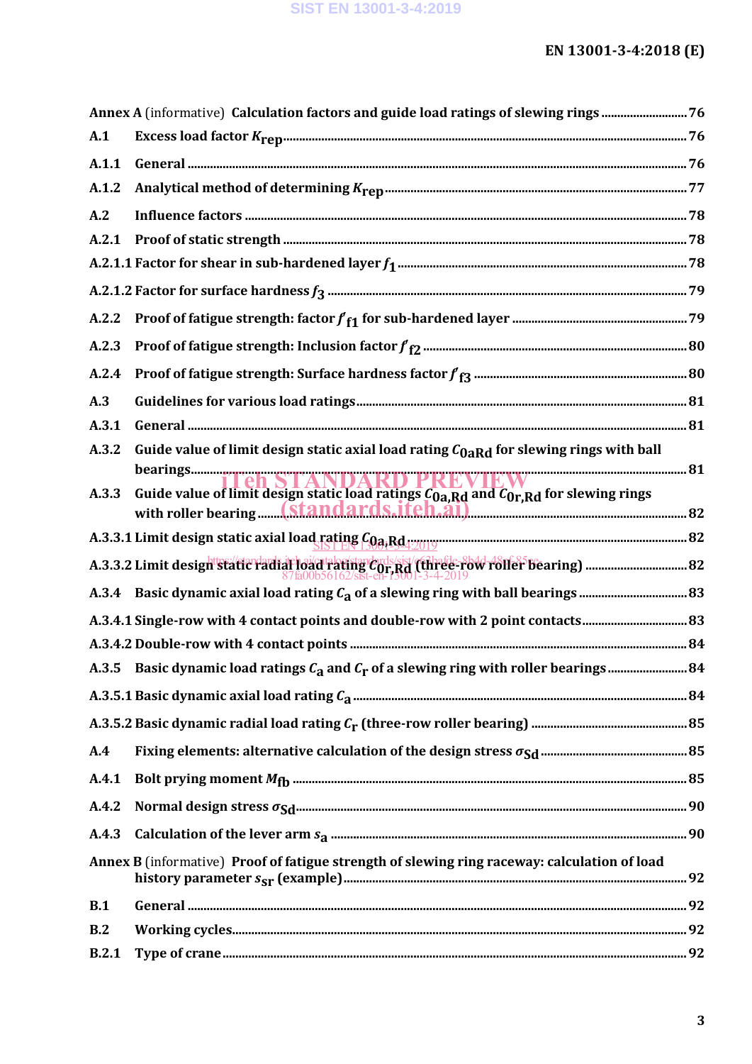Annex A (informative) **Calculation factors and guide load ratings of slewing rings** ........................... 76

**A.1 Excess load factor $K_{rep}$** ........................................................................................ 76

**A.1.1 General** ........................................................................................ 76

**A.1.2 Analytical method of determining $K_{rep}$** ........................................................................................ 77

**A.2 Influence factors** ........................................................................................ 78

**A.2.1 Proof of static strength** ........................................................................................ 78

**A.2.1.1 Factor for shear in sub-hardened layer $f_1$** ........................................................................................ 78

**A.2.1.2 Factor for surface hardness $f_3$** ........................................................................................ 79

**A.2.2 Proof of fatigue strength: factor $f'_{f1}$ for sub-hardened layer** ........................................................................................ 79

**A.2.3 Proof of fatigue strength: Inclusion factor $f'_{f2}$** ........................................................................................ 80

**A.2.4 Proof of fatigue strength: Surface hardness factor $f'_{f3}$** ........................................................................................ 80

**A.3 Guidelines for various load ratings** ........................................................................................ 81

**A.3.1 General** ........................................................................................ 81

**A.3.2 Guide value of limit design static axial load rating $C_{0aRd}$ for slewing rings with ball bearings** ........................................................................................ 81

**A.3.3 Guide value of limit design static load ratings $C_{0a,Rd}$ and $C_{0r,Rd}$ for slewing rings with roller bearing** ........................................................................................ 82

**A.3.3.1 Limit design static axial load rating $C_{0a,Rd}$** ........................................................................................ 82

**A.3.3.2 Limit design static radial load rating $C_{0r,Rd}$ (three-row roller bearing)** ........................................................................................ 82

**A.3.4 Basic dynamic axial load rating $C_a$ of a slewing ring with ball bearings** ........................................................................................ 83

**A.3.4.1 Single-row with 4 contact points and double-row with 2 point contacts** ........................................................................................ 83

**A.3.4.2 Double-row with 4 contact points** ........................................................................................ 84

**A.3.5 Basic dynamic load ratings $C_a$ and $C_r$ of a slewing ring with roller bearings** ........................................................................................ 84

**A.3.5.1 Basic dynamic axial load rating $C_a$** ........................................................................................ 84

**A.3.5.2 Basic dynamic radial load rating $C_r$ (three-row roller bearing)** ........................................................................................ 85

**A.4 Fixing elements: alternative calculation of the design stress $\sigma_{Sd}$** ........................................................................................ 85

**A.4.1 Bolt prying moment $M_{fb}$** ........................................................................................ 85

**A.4.2 Normal design stress $\sigma_{Sd}$** ........................................................................................ 90

**A.4.3 Calculation of the lever arm $s_a$** ........................................................................................ 90

Annex B (informative) **Proof of fatigue strength of slewing ring raceway: calculation of load history parameter $s_{sr}$ (example)** ........................................................................................ 92

**B.1 General** ........................................................................................ 92

**B.2 Working cycles** ........................................................................................ 92

**B.2.1 Type of crane** ........................................................................................ 92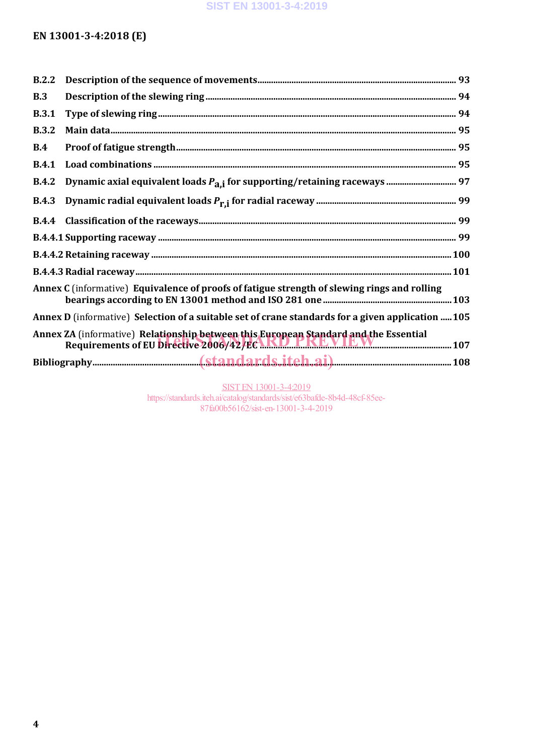B.2.2 Description of the sequence of movements ........................................ 93

B.3 Description of the slewing ring ........................................ 94

B.3.1 Type of slewing ring ........................................ 94

B.3.2 Main data ........................................ 95

B.4 Proof of fatigue strength ........................................ 95

B.4.1 Load combinations ........................................ 95

B.4.2 Dynamic axial equivalent loads $P_{a,i}$ for supporting/retaining raceways ........................................ 97

B.4.3 Dynamic radial equivalent loads $P_{r,i}$ for radial raceway ........................................ 99

B.4.4 Classification of the raceways ........................................ 99

B.4.4.1 Supporting raceway ........................................ 99

B.4.4.2 Retaining raceway ........................................ 100

B.4.4.3 Radial raceway ........................................ 101

**Annex C** (informative) **Equivalence of proofs of fatigue strength of slewing rings and rolling bearings according to EN 13001 method and ISO 281 one** ........................................ 103

**Annex D** (informative) **Selection of a suitable set of crane standards for a given application** ........................................ 105

**Annex ZA** (informative) **Relationship between this European Standard and the Essential Requirements of EU Directive 2006/42/EC** ........................................ 107

**Bibliography** ........................................ 108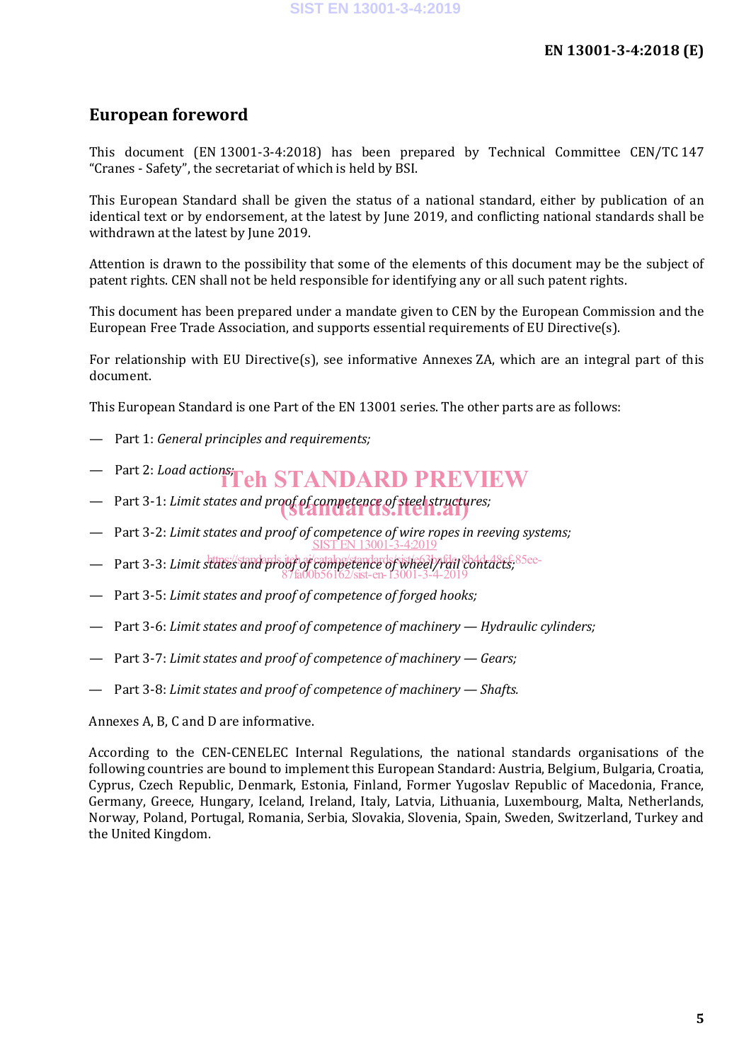## European foreword

This document (EN 13001-3-4:2018) has been prepared by Technical Committee CEN/TC 147 "Cranes - Safety", the secretariat of which is held by BSI.

This European Standard shall be given the status of a national standard, either by publication of an identical text or by endorsement, at the latest by June 2019, and conflicting national standards shall be withdrawn at the latest by June 2019.

Attention is drawn to the possibility that some of the elements of this document may be the subject of patent rights. CEN shall not be held responsible for identifying any or all such patent rights.

This document has been prepared under a mandate given to CEN by the European Commission and the European Free Trade Association, and supports essential requirements of EU Directive(s).

For relationship with EU Directive(s), see informative Annexes ZA, which are an integral part of this document.

This European Standard is one Part of the EN 13001 series. The other parts are as follows:

— Part 1: *General principles and requirements;*

— Part 2: *Load actions;*

— Part 3-1: *Limit states and proof of competence of steel structures;*

— Part 3-2: *Limit states and proof of competence of wire ropes in reeving systems;*

— Part 3-3: *Limit states and proof of competence of wheel/rail contacts;*

— Part 3-5: *Limit states and proof of competence of forged hooks;*

— Part 3-6: *Limit states and proof of competence of machinery — Hydraulic cylinders;*

— Part 3-7: *Limit states and proof of competence of machinery — Gears;*

— Part 3-8: *Limit states and proof of competence of machinery — Shafts.*

Annexes A, B, C and D are informative.

According to the CEN-CENELEC Internal Regulations, the national standards organisations of the following countries are bound to implement this European Standard: Austria, Belgium, Bulgaria, Croatia, Cyprus, Czech Republic, Denmark, Estonia, Finland, Former Yugoslav Republic of Macedonia, France, Germany, Greece, Hungary, Iceland, Ireland, Italy, Latvia, Lithuania, Luxembourg, Malta, Netherlands, Norway, Poland, Portugal, Romania, Serbia, Slovakia, Slovenia, Spain, Sweden, Switzerland, Turkey and the United Kingdom.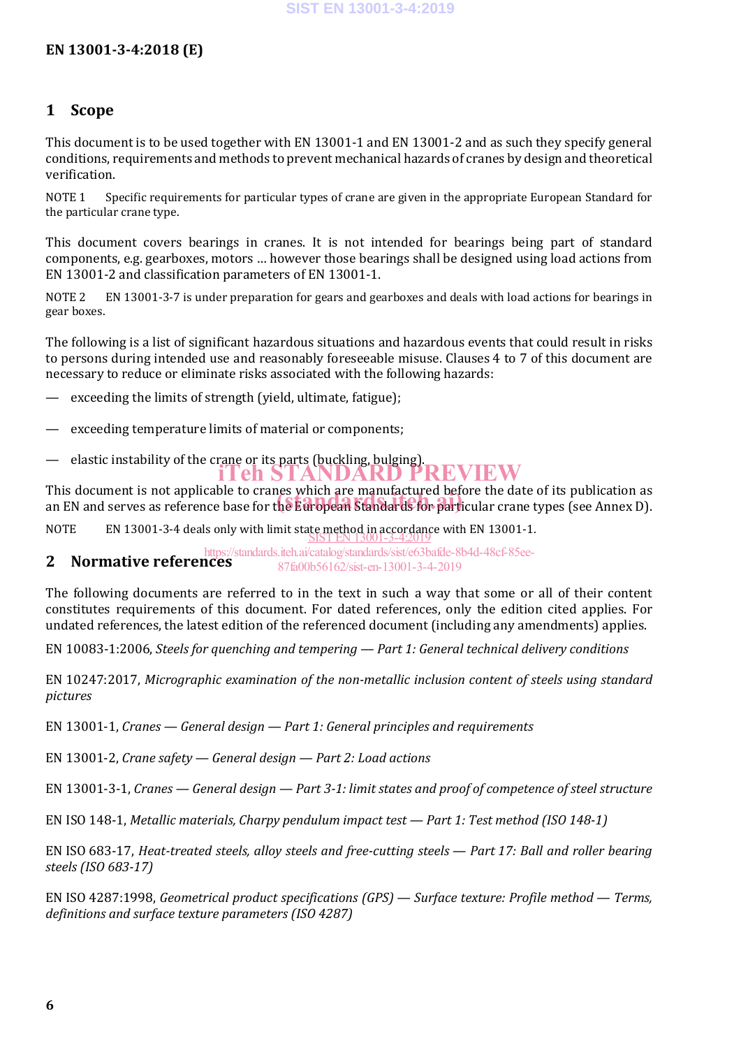## 1 Scope

This document is to be used together with EN 13001-1 and EN 13001-2 and as such they specify general conditions, requirements and methods to prevent mechanical hazards of cranes by design and theoretical verification.

NOTE 1 Specific requirements for particular types of crane are given in the appropriate European Standard for the particular crane type.

This document covers bearings in cranes. It is not intended for bearings being part of standard components, e.g. gearboxes, motors … however those bearings shall be designed using load actions from EN 13001-2 and classification parameters of EN 13001-1.

NOTE 2 EN 13001-3-7 is under preparation for gears and gearboxes and deals with load actions for bearings in gear boxes.

The following is a list of significant hazardous situations and hazardous events that could result in risks to persons during intended use and reasonably foreseeable misuse. Clauses 4 to 7 of this document are necessary to reduce or eliminate risks associated with the following hazards:

— exceeding the limits of strength (yield, ultimate, fatigue);

— exceeding temperature limits of material or components;

— elastic instability of the crane or its parts (buckling, bulging).

This document is not applicable to cranes which are manufactured before the date of its publication as an EN and serves as reference base for the European Standards for particular crane types (see Annex D).

NOTE EN 13001-3-4 deals only with limit state method in accordance with EN 13001-1.

## 2 Normative references

The following documents are referred to in the text in such a way that some or all of their content constitutes requirements of this document. For dated references, only the edition cited applies. For undated references, the latest edition of the referenced document (including any amendments) applies.

EN 10083-1:2006, *Steels for quenching and tempering — Part 1: General technical delivery conditions*

EN 10247:2017, *Micrographic examination of the non-metallic inclusion content of steels using standard pictures*

EN 13001-1, *Cranes — General design — Part 1: General principles and requirements*

EN 13001-2, *Crane safety — General design — Part 2: Load actions*

EN 13001-3-1, *Cranes — General design — Part 3-1: limit states and proof of competence of steel structure*

EN ISO 148-1, *Metallic materials, Charpy pendulum impact test — Part 1: Test method (ISO 148-1)*

EN ISO 683-17, *Heat-treated steels, alloy steels and free-cutting steels — Part 17: Ball and roller bearing steels (ISO 683-17)*

EN ISO 4287:1998, *Geometrical product specifications (GPS) — Surface texture: Profile method — Terms, definitions and surface texture parameters (ISO 4287)*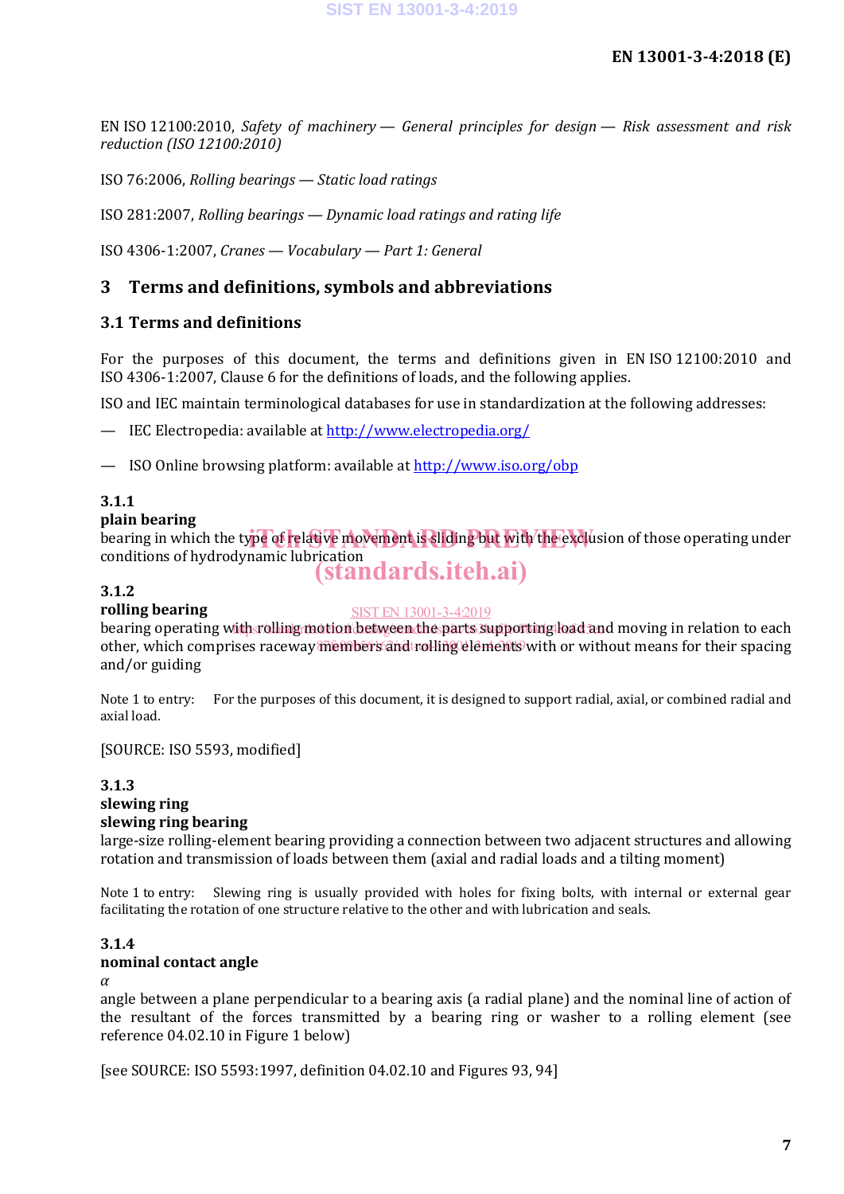EN ISO 12100:2010, *Safety of machinery — General principles for design — Risk assessment and risk reduction (ISO 12100:2010)*

ISO 76:2006, *Rolling bearings — Static load ratings*

ISO 281:2007, *Rolling bearings — Dynamic load ratings and rating life*

ISO 4306-1:2007, *Cranes — Vocabulary — Part 1: General*

# 3 Terms and definitions, symbols and abbreviations

## 3.1 Terms and definitions

For the purposes of this document, the terms and definitions given in EN ISO 12100:2010 and ISO 4306-1:2007, Clause 6 for the definitions of loads, and the following applies.

ISO and IEC maintain terminological databases for use in standardization at the following addresses:

— IEC Electropedia: available at http://www.electropedia.org/

— ISO Online browsing platform: available at http://www.iso.org/obp

**3.1.1**
**plain bearing**
bearing in which the type of relative movement is sliding but with the exclusion of those operating under conditions of hydrodynamic lubrication

**3.1.2**
**rolling bearing**
bearing operating with rolling motion between the parts supporting load and moving in relation to each other, which comprises raceway members and rolling elements with or without means for their spacing and/or guiding

Note 1 to entry: For the purposes of this document, it is designed to support radial, axial, or combined radial and axial load.

[SOURCE: ISO 5593, modified]

**3.1.3**
**slewing ring**
**slewing ring bearing**
large-size rolling-element bearing providing a connection between two adjacent structures and allowing rotation and transmission of loads between them (axial and radial loads and a tilting moment)

Note 1 to entry: Slewing ring is usually provided with holes for fixing bolts, with internal or external gear facilitating the rotation of one structure relative to the other and with lubrication and seals.

**3.1.4**
**nominal contact angle**
*$\alpha$*
angle between a plane perpendicular to a bearing axis (a radial plane) and the nominal line of action of the resultant of the forces transmitted by a bearing ring or washer to a rolling element (see reference 04.02.10 in Figure 1 below)

[see SOURCE: ISO 5593:1997, definition 04.02.10 and Figures 93, 94]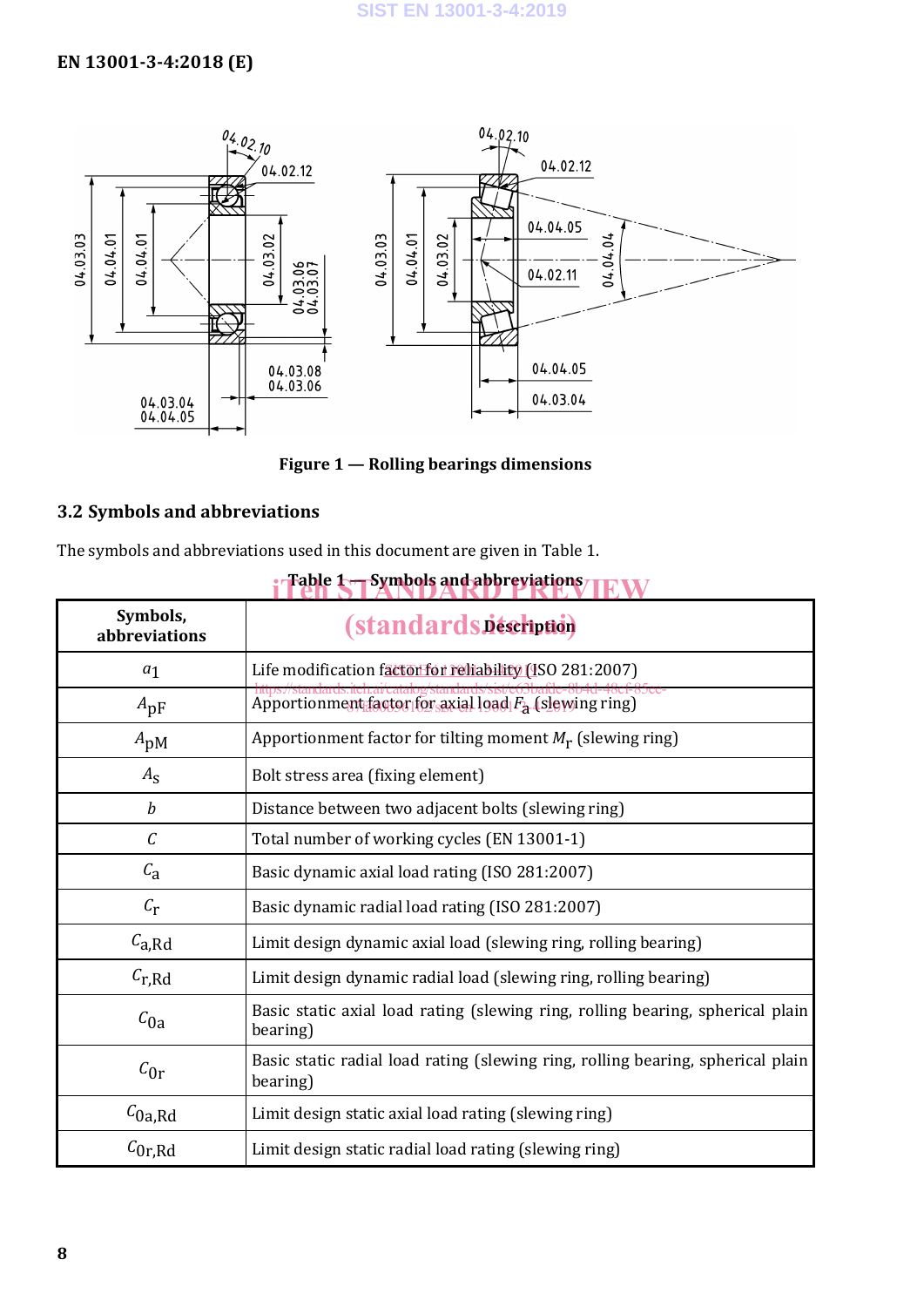04.02.10
04.02.12
04.03.03
04.04.01
04.04.01
04.03.02
04.03.06
04.03.07
04.03.08
04.03.06
04.03.04
04.04.05

04.02.10
04.02.12
04.04.05
04.02.11
04.03.03
04.04.01
04.03.02
04.04.04
04.04.05
04.03.04

**Figure 1 — Rolling bearings dimensions**

## 3.2 Symbols and abbreviations

The symbols and abbreviations used in this document are given in Table 1.

**Table 1 — Symbols and abbreviations**

| Symbols, abbreviations | Description |
|---|---|
| $a_1$ | Life modification factor for reliability (ISO 281:2007) |
| $A_{pF}$ | Apportionment factor for axial load $F_a$ (slewing ring) |
| $A_{pM}$ | Apportionment factor for tilting moment $M_r$ (slewing ring) |
| $A_s$ | Bolt stress area (fixing element) |
| $b$ | Distance between two adjacent bolts (slewing ring) |
| $C$ | Total number of working cycles (EN 13001-1) |
| $C_a$ | Basic dynamic axial load rating (ISO 281:2007) |
| $C_r$ | Basic dynamic radial load rating (ISO 281:2007) |
| $C_{a,Rd}$ | Limit design dynamic axial load (slewing ring, rolling bearing) |
| $C_{r,Rd}$ | Limit design dynamic radial load (slewing ring, rolling bearing) |
| $C_{0a}$ | Basic static axial load rating (slewing ring, rolling bearing, spherical plain bearing) |
| $C_{0r}$ | Basic static radial load rating (slewing ring, rolling bearing, spherical plain bearing) |
| $C_{0a,Rd}$ | Limit design static axial load rating (slewing ring) |
| $C_{0r,Rd}$ | Limit design static radial load rating (slewing ring) |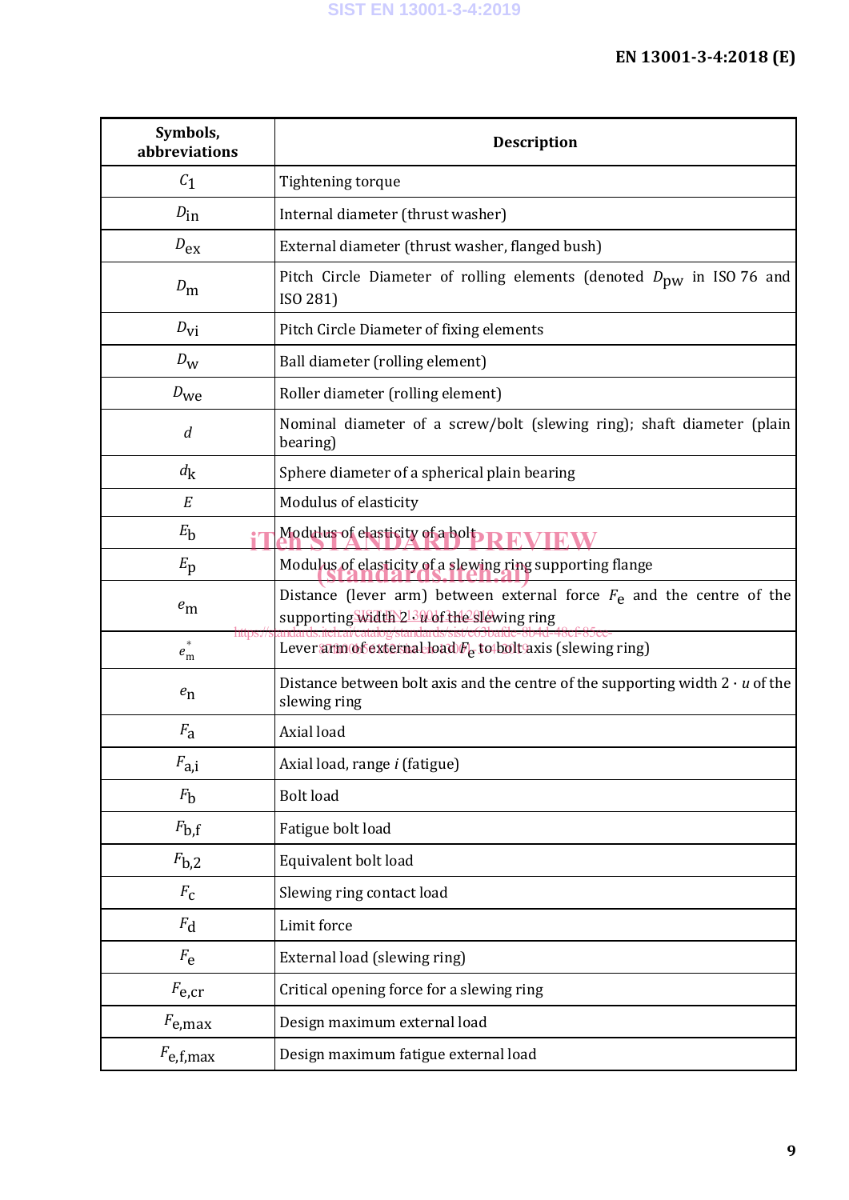| Symbols, abbreviations | Description |
|---|---|
| $C_1$ | Tightening torque |
| $D_{in}$ | Internal diameter (thrust washer) |
| $D_{ex}$ | External diameter (thrust washer, flanged bush) |
| $D_m$ | Pitch Circle Diameter of rolling elements (denoted $D_{pw}$ in ISO 76 and ISO 281) |
| $D_{vi}$ | Pitch Circle Diameter of fixing elements |
| $D_w$ | Ball diameter (rolling element) |
| $D_{we}$ | Roller diameter (rolling element) |
| $d$ | Nominal diameter of a screw/bolt (slewing ring); shaft diameter (plain bearing) |
| $d_k$ | Sphere diameter of a spherical plain bearing |
| $E$ | Modulus of elasticity |
| $E_b$ | Modulus of elasticity of a bolt |
| $E_p$ | Modulus of elasticity of a slewing ring supporting flange |
| $e_m$ | Distance (lever arm) between external force $F_e$ and the centre of the supporting width $2 \cdot u$ of the slewing ring |
| $e_m^*$ | Lever arm of external load $F_e$ to bolt axis (slewing ring) |
| $e_n$ | Distance between bolt axis and the centre of the supporting width $2 \cdot u$ of the slewing ring |
| $F_a$ | Axial load |
| $F_{a,i}$ | Axial load, range $i$ (fatigue) |
| $F_b$ | Bolt load |
| $F_{b,f}$ | Fatigue bolt load |
| $F_{b,2}$ | Equivalent bolt load |
| $F_c$ | Slewing ring contact load |
| $F_d$ | Limit force |
| $F_e$ | External load (slewing ring) |
| $F_{e,cr}$ | Critical opening force for a slewing ring |
| $F_{e,max}$ | Design maximum external load |
| $F_{e,f,max}$ | Design maximum fatigue external load |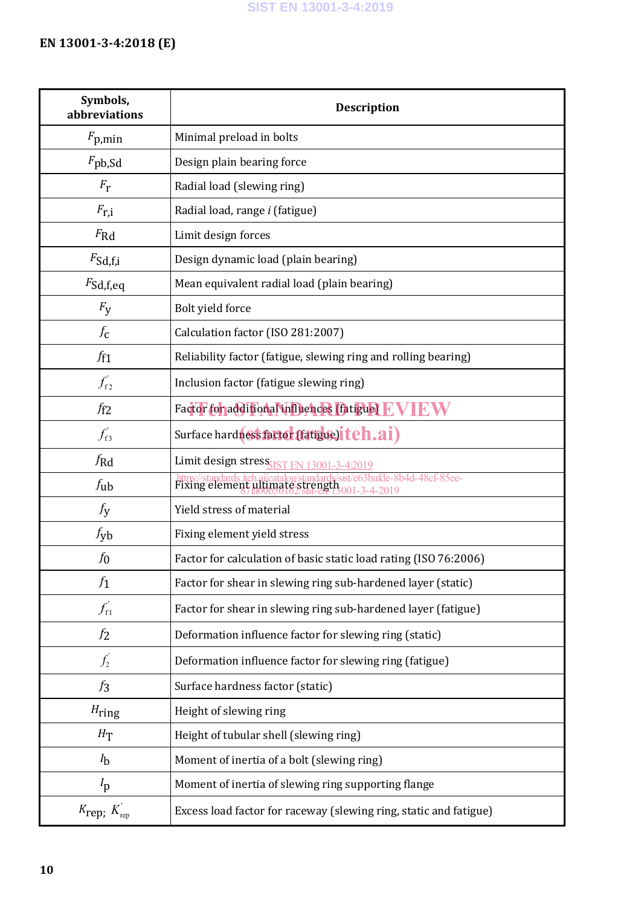| Symbols, abbreviations | Description |
|---|---|
| $F_{p,min}$ | Minimal preload in bolts |
| $F_{pb,Sd}$ | Design plain bearing force |
| $F_r$ | Radial load (slewing ring) |
| $F_{r,i}$ | Radial load, range *i* (fatigue) |
| $F_{Rd}$ | Limit design forces |
| $F_{Sd,f,i}$ | Design dynamic load (plain bearing) |
| $F_{Sd,f,eq}$ | Mean equivalent radial load (plain bearing) |
| $F_y$ | Bolt yield force |
| $f_c$ | Calculation factor (ISO 281:2007) |
| $f_{f1}$ | Reliability factor (fatigue, slewing ring and rolling bearing) |
| $f'_{f2}$ | Inclusion factor (fatigue slewing ring) |
| $f_{f2}$ | Factor for additional influences (fatigue) |
| $f'_{f3}$ | Surface hardness factor (fatigue) |
| $f_{Rd}$ | Limit design stress |
| $f_{ub}$ | Fixing element ultimate strength |
| $f_y$ | Yield stress of material |
| $f_{yb}$ | Fixing element yield stress |
| $f_0$ | Factor for calculation of basic static load rating (ISO 76:2006) |
| $f_1$ | Factor for shear in slewing ring sub-hardened layer (static) |
| $f'_{f1}$ | Factor for shear in slewing ring sub-hardened layer (fatigue) |
| $f_2$ | Deformation influence factor for slewing ring (static) |
| $f'_2$ | Deformation influence factor for slewing ring (fatigue) |
| $f_3$ | Surface hardness factor (static) |
| $H_{ring}$ | Height of slewing ring |
| $H_T$ | Height of tubular shell (slewing ring) |
| $I_b$ | Moment of inertia of a bolt (slewing ring) |
| $I_p$ | Moment of inertia of slewing ring supporting flange |
| $K_{rep}$; $K'_{rep}$ | Excess load factor for raceway (slewing ring, static and fatigue) |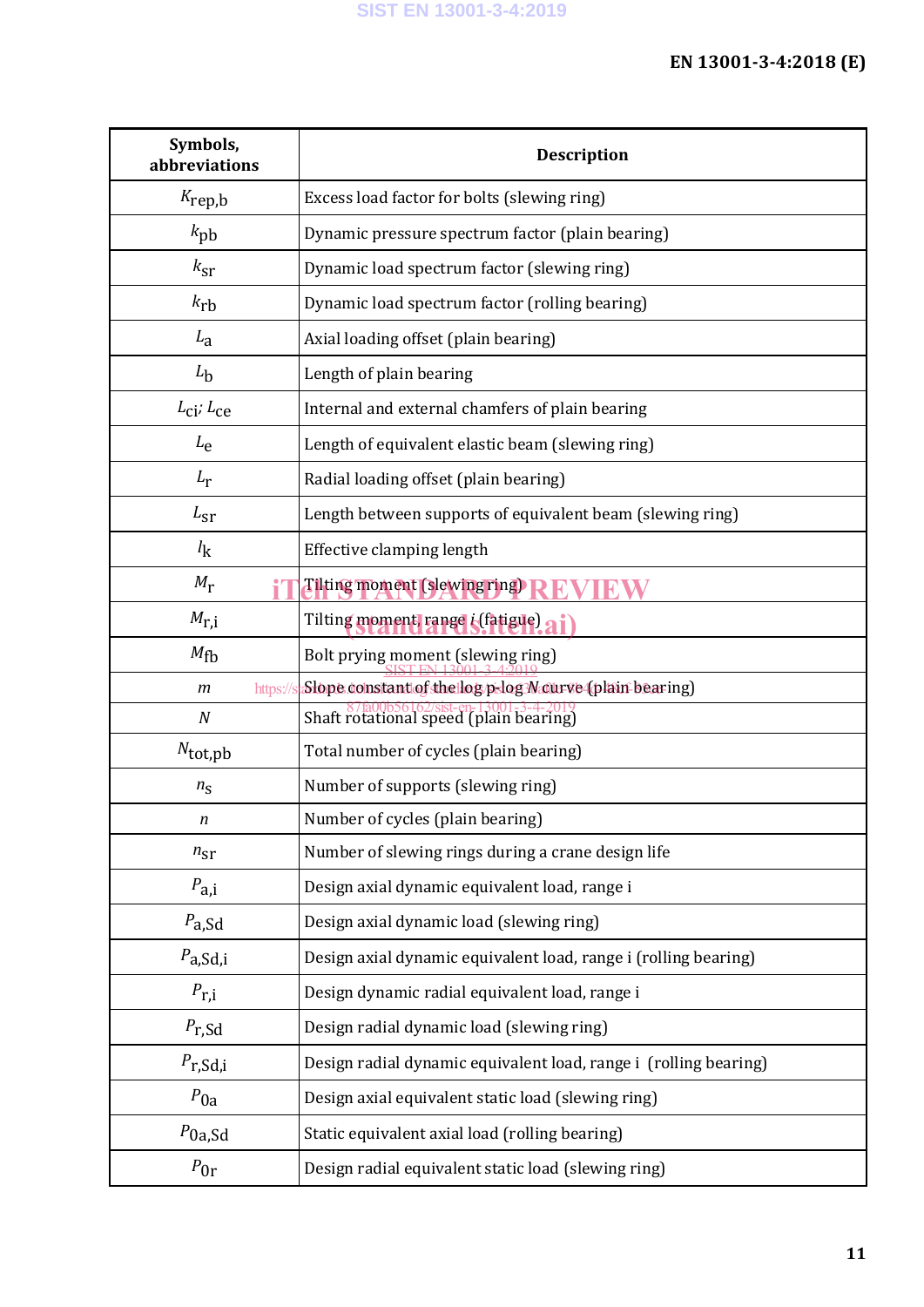| Symbols, abbreviations | Description |
|---|---|
| $K_{rep,b}$ | Excess load factor for bolts (slewing ring) |
| $k_{pb}$ | Dynamic pressure spectrum factor (plain bearing) |
| $k_{sr}$ | Dynamic load spectrum factor (slewing ring) |
| $k_{rb}$ | Dynamic load spectrum factor (rolling bearing) |
| $L_a$ | Axial loading offset (plain bearing) |
| $L_b$ | Length of plain bearing |
| $L_{ci}$; $L_{ce}$ | Internal and external chamfers of plain bearing |
| $L_e$ | Length of equivalent elastic beam (slewing ring) |
| $L_r$ | Radial loading offset (plain bearing) |
| $L_{sr}$ | Length between supports of equivalent beam (slewing ring) |
| $l_k$ | Effective clamping length |
| $M_r$ | Tilting moment (slewing ring) |
| $M_{r,i}$ | Tilting moment range $i$ (fatigue) |
| $M_{fb}$ | Bolt prying moment (slewing ring) |
| $m$ | Slope constant of the log p-log $N$ curve (plain bearing) |
| $N$ | Shaft rotational speed (plain bearing) |
| $N_{tot,pb}$ | Total number of cycles (plain bearing) |
| $n_S$ | Number of supports (slewing ring) |
| $n$ | Number of cycles (plain bearing) |
| $n_{sr}$ | Number of slewing rings during a crane design life |
| $P_{a,i}$ | Design axial dynamic equivalent load, range i |
| $P_{a,Sd}$ | Design axial dynamic load (slewing ring) |
| $P_{a,Sd,i}$ | Design axial dynamic equivalent load, range i (rolling bearing) |
| $P_{r,i}$ | Design dynamic radial equivalent load, range i |
| $P_{r,Sd}$ | Design radial dynamic load (slewing ring) |
| $P_{r,Sd,i}$ | Design radial dynamic equivalent load, range i (rolling bearing) |
| $P_{0a}$ | Design axial equivalent static load (slewing ring) |
| $P_{0a,Sd}$ | Static equivalent axial load (rolling bearing) |
| $P_{0r}$ | Design radial equivalent static load (slewing ring) |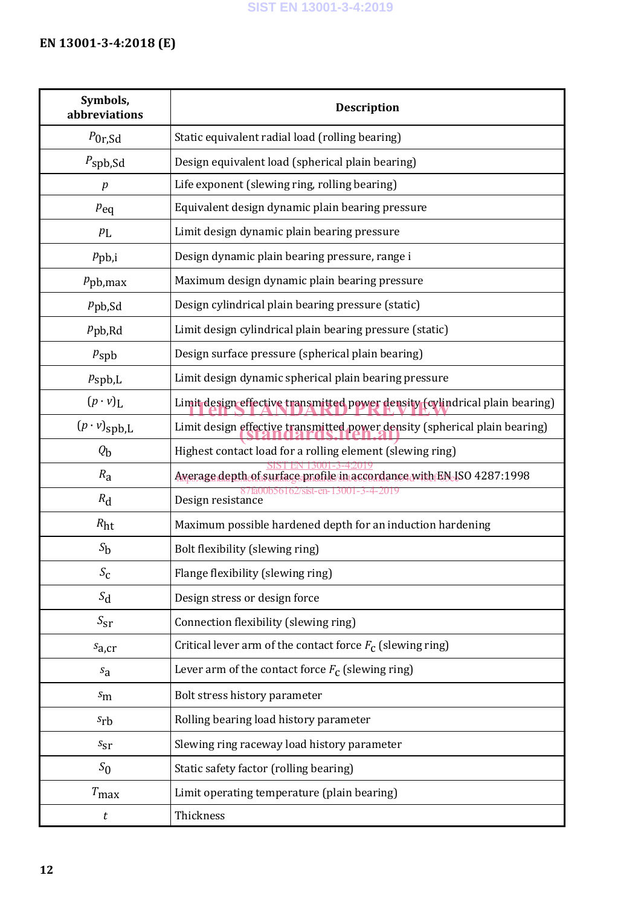| Symbols, abbreviations | Description |
|---|---|
| $P_{0r,Sd}$ | Static equivalent radial load (rolling bearing) |
| $P_{spb,Sd}$ | Design equivalent load (spherical plain bearing) |
| $p$ | Life exponent (slewing ring, rolling bearing) |
| $p_{eq}$ | Equivalent design dynamic plain bearing pressure |
| $p_L$ | Limit design dynamic plain bearing pressure |
| $p_{pb,i}$ | Design dynamic plain bearing pressure, range i |
| $p_{pb,max}$ | Maximum design dynamic plain bearing pressure |
| $p_{pb,Sd}$ | Design cylindrical plain bearing pressure (static) |
| $p_{pb,Rd}$ | Limit design cylindrical plain bearing pressure (static) |
| $p_{spb}$ | Design surface pressure (spherical plain bearing) |
| $p_{spb,L}$ | Limit design dynamic spherical plain bearing pressure |
| $(p \cdot v)_L$ | Limit design effective transmitted power density (cylindrical plain bearing) |
| $(p \cdot v)_{spb,L}$ | Limit design effective transmitted power density (spherical plain bearing) |
| $Q_b$ | Highest contact load for a rolling element (slewing ring) |
| $R_a$ | Average depth of surface profile in accordance with EN ISO 4287:1998 |
| $R_d$ | Design resistance |
| $R_{ht}$ | Maximum possible hardened depth for an induction hardening |
| $S_b$ | Bolt flexibility (slewing ring) |
| $S_c$ | Flange flexibility (slewing ring) |
| $S_d$ | Design stress or design force |
| $S_{sr}$ | Connection flexibility (slewing ring) |
| $s_{a,cr}$ | Critical lever arm of the contact force $F_c$ (slewing ring) |
| $s_a$ | Lever arm of the contact force $F_c$ (slewing ring) |
| $s_m$ | Bolt stress history parameter |
| $s_{rb}$ | Rolling bearing load history parameter |
| $s_{sr}$ | Slewing ring raceway load history parameter |
| $S_0$ | Static safety factor (rolling bearing) |
| $T_{max}$ | Limit operating temperature (plain bearing) |
| $t$ | Thickness |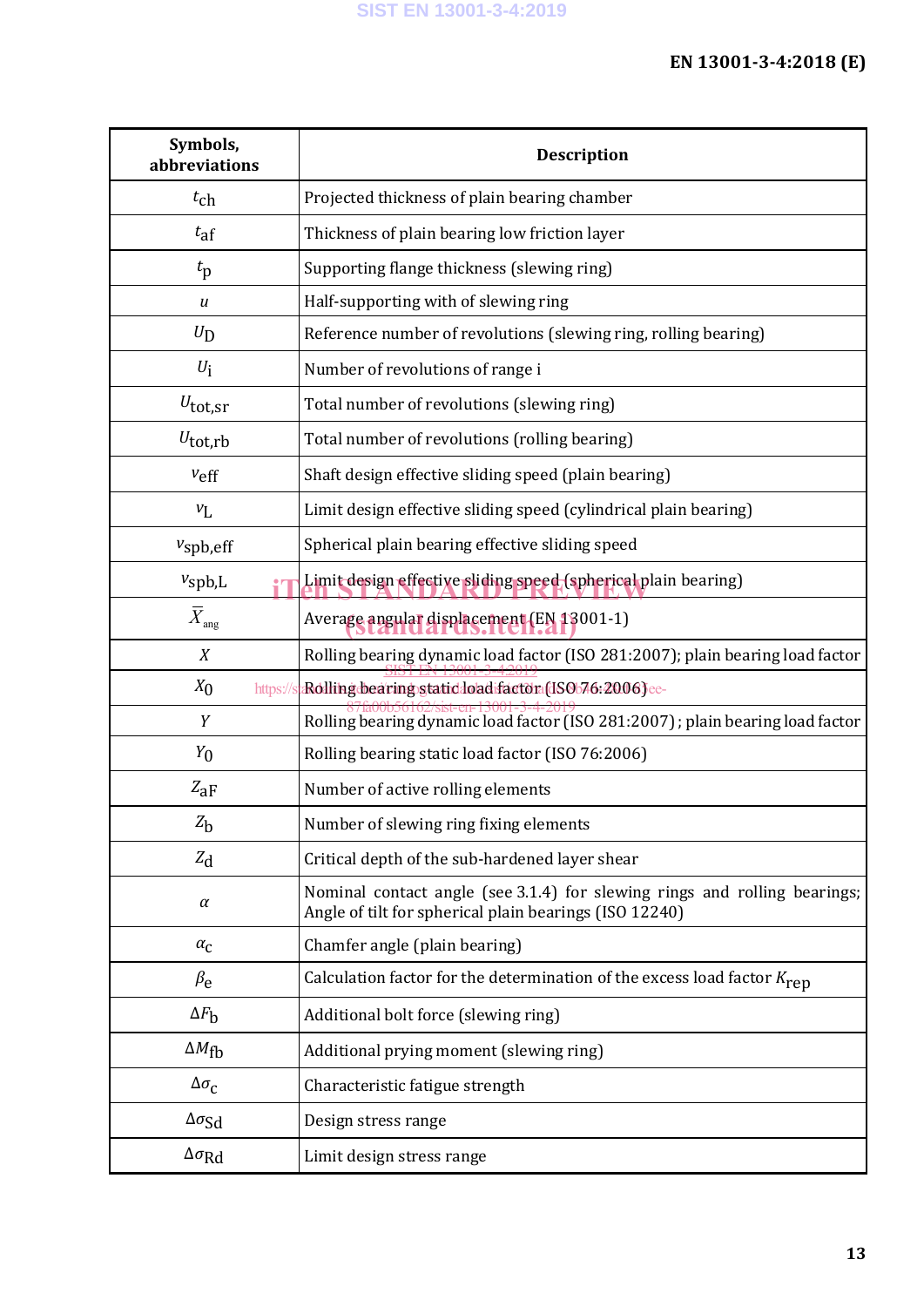| Symbols, abbreviations | Description |
|---|---|
| $t_{ch}$ | Projected thickness of plain bearing chamber |
| $t_{af}$ | Thickness of plain bearing low friction layer |
| $t_p$ | Supporting flange thickness (slewing ring) |
| $u$ | Half-supporting with of slewing ring |
| $U_D$ | Reference number of revolutions (slewing ring, rolling bearing) |
| $U_i$ | Number of revolutions of range i |
| $U_{tot,sr}$ | Total number of revolutions (slewing ring) |
| $U_{tot,rb}$ | Total number of revolutions (rolling bearing) |
| $v_{eff}$ | Shaft design effective sliding speed (plain bearing) |
| $v_L$ | Limit design effective sliding speed (cylindrical plain bearing) |
| $v_{spb,eff}$ | Spherical plain bearing effective sliding speed |
| $v_{spb,L}$ | Limit design effective sliding speed (spherical plain bearing) |
| $\overline{X}_{ang}$ | Average angular displacement (EN 13001-1) |
| $X$ | Rolling bearing dynamic load factor (ISO 281:2007); plain bearing load factor |
| $X_0$ | Rolling bearing static load factor (ISO 76:2006) |
| $Y$ | Rolling bearing dynamic load factor (ISO 281:2007) ; plain bearing load factor |
| $Y_0$ | Rolling bearing static load factor (ISO 76:2006) |
| $Z_{aF}$ | Number of active rolling elements |
| $Z_b$ | Number of slewing ring fixing elements |
| $Z_d$ | Critical depth of the sub-hardened layer shear |
| $\alpha$ | Nominal contact angle (see 3.1.4) for slewing rings and rolling bearings; Angle of tilt for spherical plain bearings (ISO 12240) |
| $\alpha_c$ | Chamfer angle (plain bearing) |
| $\beta_e$ | Calculation factor for the determination of the excess load factor $K_{rep}$ |
| $\Delta F_b$ | Additional bolt force (slewing ring) |
| $\Delta M_{fb}$ | Additional prying moment (slewing ring) |
| $\Delta\sigma_c$ | Characteristic fatigue strength |
| $\Delta\sigma_{Sd}$ | Design stress range |
| $\Delta\sigma_{Rd}$ | Limit design stress range |